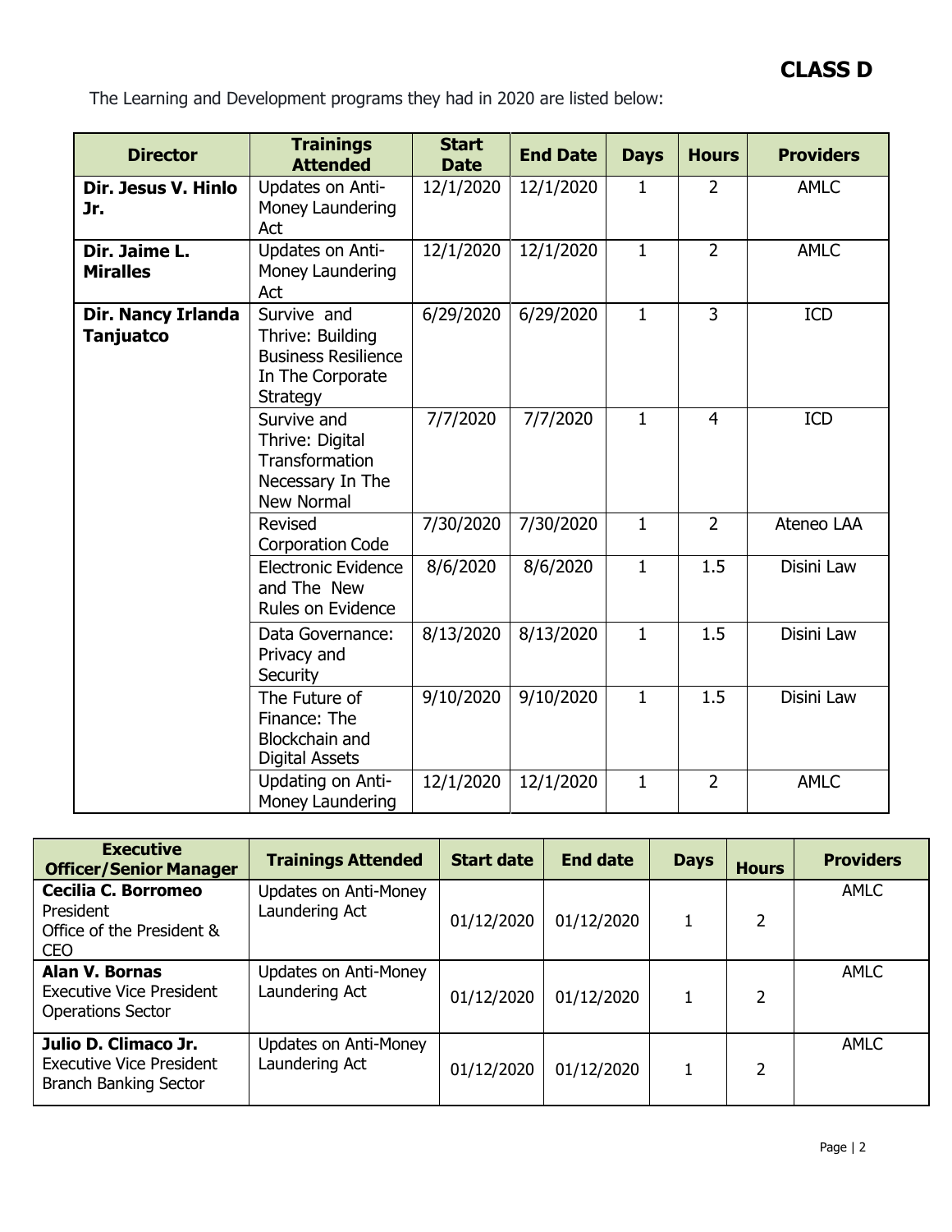**CLASS D**

The Learning and Development programs they had in 2020 are listed below:

| Director | Trainings Attended | Start Date | End Date | Days | Hours | Providers |
|---|---|---|---|---|---|---|
| **Dir. Jesus V. Hinlo Jr.** | Updates on Anti-Money Laundering Act | 12/1/2020 | 12/1/2020 | 1 | 2 | AMLC |
| **Dir. Jaime L. Miralles** | Updates on Anti-Money Laundering Act | 12/1/2020 | 12/1/2020 | 1 | 2 | AMLC |
| **Dir. Nancy Irlanda Tanjuatco** | Survive and Thrive: Building Business Resilience In The Corporate Strategy | 6/29/2020 | 6/29/2020 | 1 | 3 | ICD |
| | Survive and Thrive: Digital Transformation Necessary In The New Normal | 7/7/2020 | 7/7/2020 | 1 | 4 | ICD |
| | Revised Corporation Code | 7/30/2020 | 7/30/2020 | 1 | 2 | Ateneo LAA |
| | Electronic Evidence and The New Rules on Evidence | 8/6/2020 | 8/6/2020 | 1 | 1.5 | Disini Law |
| | Data Governance: Privacy and Security | 8/13/2020 | 8/13/2020 | 1 | 1.5 | Disini Law |
| | The Future of Finance: The Blockchain and Digital Assets | 9/10/2020 | 9/10/2020 | 1 | 1.5 | Disini Law |
| | Updating on Anti-Money Laundering | 12/1/2020 | 12/1/2020 | 1 | 2 | AMLC |

| Executive Officer/Senior Manager | Trainings Attended | Start date | End date | Days | Hours | Providers |
|---|---|---|---|---|---|---|
| **Cecilia C. Borromeo** President Office of the President & CEO | Updates on Anti-Money Laundering Act | 01/12/2020 | 01/12/2020 | 1 | 2 | AMLC |
| **Alan V. Bornas** Executive Vice President Operations Sector | Updates on Anti-Money Laundering Act | 01/12/2020 | 01/12/2020 | 1 | 2 | AMLC |
| **Julio D. Climaco Jr.** Executive Vice President Branch Banking Sector | Updates on Anti-Money Laundering Act | 01/12/2020 | 01/12/2020 | 1 | 2 | AMLC |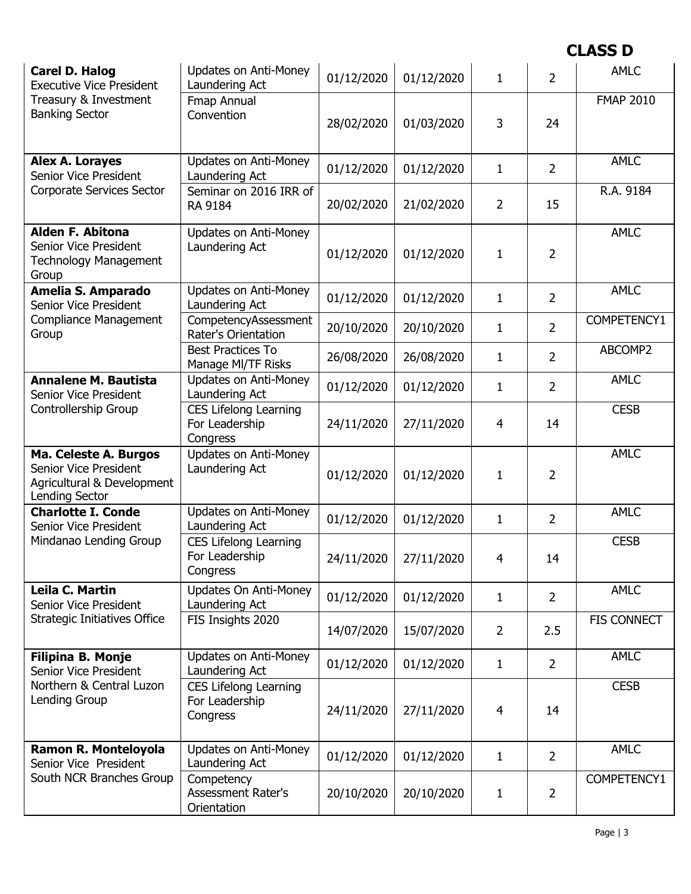## CLASS D

| | | | | | | |
|---|---|---|---|---|---|---|
| **Carel D. Halog** Executive Vice President Treasury & Investment Banking Sector | Updates on Anti-Money Laundering Act | 01/12/2020 | 01/12/2020 | 1 | 2 | AMLC |
| | Fmap Annual Convention | 28/02/2020 | 01/03/2020 | 3 | 24 | FMAP 2010 |
| **Alex A. Lorayes** Senior Vice President Corporate Services Sector | Updates on Anti-Money Laundering Act | 01/12/2020 | 01/12/2020 | 1 | 2 | AMLC |
| | Seminar on 2016 IRR of RA 9184 | 20/02/2020 | 21/02/2020 | 2 | 15 | R.A. 9184 |
| **Alden F. Abitona** Senior Vice President Technology Management Group | Updates on Anti-Money Laundering Act | 01/12/2020 | 01/12/2020 | 1 | 2 | AMLC |
| **Amelia S. Amparado** Senior Vice President Compliance Management Group | Updates on Anti-Money Laundering Act | 01/12/2020 | 01/12/2020 | 1 | 2 | AMLC |
| | CompetencyAssessment Rater's Orientation | 20/10/2020 | 20/10/2020 | 1 | 2 | COMPETENCY1 |
| | Best Practices To Manage Ml/TF Risks | 26/08/2020 | 26/08/2020 | 1 | 2 | ABCOMP2 |
| **Annalene M. Bautista** Senior Vice President Controllership Group | Updates on Anti-Money Laundering Act | 01/12/2020 | 01/12/2020 | 1 | 2 | AMLC |
| | CES Lifelong Learning For Leadership Congress | 24/11/2020 | 27/11/2020 | 4 | 14 | CESB |
| **Ma. Celeste A. Burgos** Senior Vice President Agricultural & Development Lending Sector | Updates on Anti-Money Laundering Act | 01/12/2020 | 01/12/2020 | 1 | 2 | AMLC |
| **Charlotte I. Conde** Senior Vice President Mindanao Lending Group | Updates on Anti-Money Laundering Act | 01/12/2020 | 01/12/2020 | 1 | 2 | AMLC |
| | CES Lifelong Learning For Leadership Congress | 24/11/2020 | 27/11/2020 | 4 | 14 | CESB |
| **Leila C. Martin** Senior Vice President Strategic Initiatives Office | Updates On Anti-Money Laundering Act | 01/12/2020 | 01/12/2020 | 1 | 2 | AMLC |
| | FIS Insights 2020 | 14/07/2020 | 15/07/2020 | 2 | 2.5 | FIS CONNECT |
| **Filipina B. Monje** Senior Vice President Northern & Central Luzon Lending Group | Updates on Anti-Money Laundering Act | 01/12/2020 | 01/12/2020 | 1 | 2 | AMLC |
| | CES Lifelong Learning For Leadership Congress | 24/11/2020 | 27/11/2020 | 4 | 14 | CESB |
| **Ramon R. Monteloyola** Senior Vice President South NCR Branches Group | Updates on Anti-Money Laundering Act | 01/12/2020 | 01/12/2020 | 1 | 2 | AMLC |
| | Competency Assessment Rater's Orientation | 20/10/2020 | 20/10/2020 | 1 | 2 | COMPETENCY1 |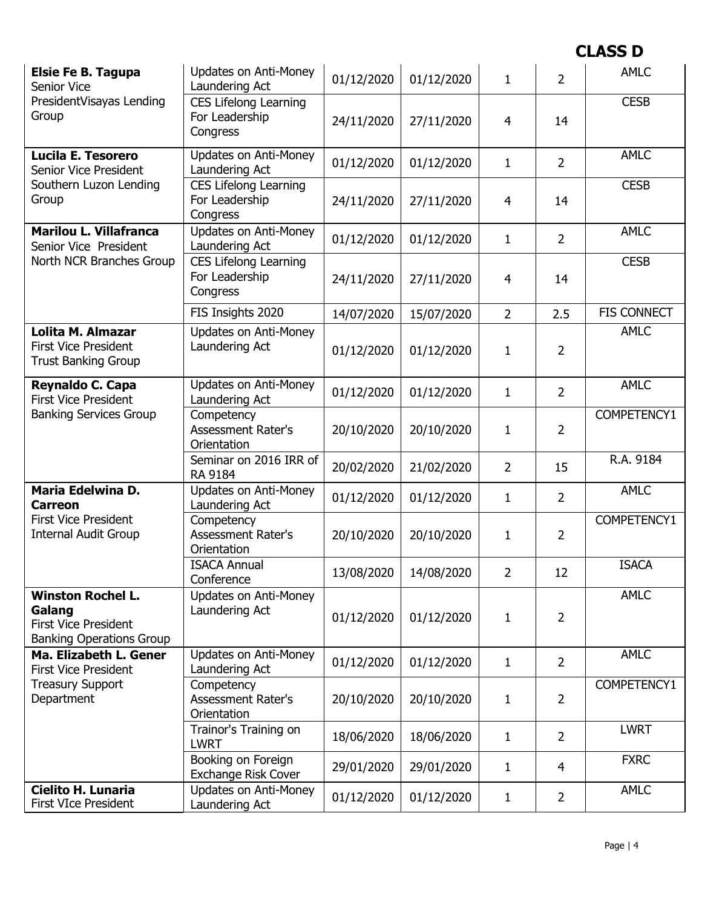## CLASS D

| | | | | | | |
|---|---|---|---|---|---|---|
| **Elsie Fe B. Tagupa** Senior Vice PresidentVisayas Lending Group | Updates on Anti-Money Laundering Act | 01/12/2020 | 01/12/2020 | 1 | 2 | AMLC |
| | CES Lifelong Learning For Leadership Congress | 24/11/2020 | 27/11/2020 | 4 | 14 | CESB |
| **Lucila E. Tesorero** Senior Vice President Southern Luzon Lending Group | Updates on Anti-Money Laundering Act | 01/12/2020 | 01/12/2020 | 1 | 2 | AMLC |
| | CES Lifelong Learning For Leadership Congress | 24/11/2020 | 27/11/2020 | 4 | 14 | CESB |
| **Marilou L. Villafranca** Senior Vice President North NCR Branches Group | Updates on Anti-Money Laundering Act | 01/12/2020 | 01/12/2020 | 1 | 2 | AMLC |
| | CES Lifelong Learning For Leadership Congress | 24/11/2020 | 27/11/2020 | 4 | 14 | CESB |
| | FIS Insights 2020 | 14/07/2020 | 15/07/2020 | 2 | 2.5 | FIS CONNECT |
| **Lolita M. Almazar** First Vice President Trust Banking Group | Updates on Anti-Money Laundering Act | 01/12/2020 | 01/12/2020 | 1 | 2 | AMLC |
| **Reynaldo C. Capa** First Vice President Banking Services Group | Updates on Anti-Money Laundering Act | 01/12/2020 | 01/12/2020 | 1 | 2 | AMLC |
| | Competency Assessment Rater's Orientation | 20/10/2020 | 20/10/2020 | 1 | 2 | COMPETENCY1 |
| | Seminar on 2016 IRR of RA 9184 | 20/02/2020 | 21/02/2020 | 2 | 15 | R.A. 9184 |
| **Maria Edelwina D. Carreon** First Vice President Internal Audit Group | Updates on Anti-Money Laundering Act | 01/12/2020 | 01/12/2020 | 1 | 2 | AMLC |
| | Competency Assessment Rater's Orientation | 20/10/2020 | 20/10/2020 | 1 | 2 | COMPETENCY1 |
| | ISACA Annual Conference | 13/08/2020 | 14/08/2020 | 2 | 12 | ISACA |
| **Winston Rochel L. Galang** First Vice President Banking Operations Group | Updates on Anti-Money Laundering Act | 01/12/2020 | 01/12/2020 | 1 | 2 | AMLC |
| **Ma. Elizabeth L. Gener** First Vice President Treasury Support Department | Updates on Anti-Money Laundering Act | 01/12/2020 | 01/12/2020 | 1 | 2 | AMLC |
| | Competency Assessment Rater's Orientation | 20/10/2020 | 20/10/2020 | 1 | 2 | COMPETENCY1 |
| | Trainor's Training on LWRT | 18/06/2020 | 18/06/2020 | 1 | 2 | LWRT |
| | Booking on Foreign Exchange Risk Cover | 29/01/2020 | 29/01/2020 | 1 | 4 | FXRC |
| **Cielito H. Lunaria** First VIce President | Updates on Anti-Money Laundering Act | 01/12/2020 | 01/12/2020 | 1 | 2 | AMLC |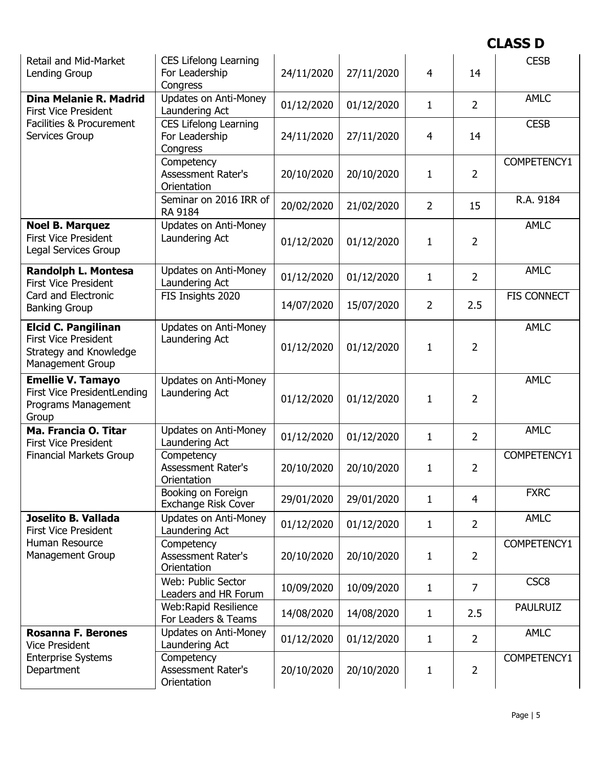# CLASS D

| | | | | | | |
|---|---|---|---|---|---|---|
| Retail and Mid-Market Lending Group | CES Lifelong Learning For Leadership Congress | 24/11/2020 | 27/11/2020 | 4 | 14 | CESB |
| **Dina Melanie R. Madrid** First Vice President Facilities & Procurement Services Group | Updates on Anti-Money Laundering Act | 01/12/2020 | 01/12/2020 | 1 | 2 | AMLC |
| | CES Lifelong Learning For Leadership Congress | 24/11/2020 | 27/11/2020 | 4 | 14 | CESB |
| | Competency Assessment Rater's Orientation | 20/10/2020 | 20/10/2020 | 1 | 2 | COMPETENCY1 |
| | Seminar on 2016 IRR of RA 9184 | 20/02/2020 | 21/02/2020 | 2 | 15 | R.A. 9184 |
| **Noel B. Marquez** First Vice President Legal Services Group | Updates on Anti-Money Laundering Act | 01/12/2020 | 01/12/2020 | 1 | 2 | AMLC |
| **Randolph L. Montesa** First Vice President Card and Electronic Banking Group | Updates on Anti-Money Laundering Act | 01/12/2020 | 01/12/2020 | 1 | 2 | AMLC |
| | FIS Insights 2020 | 14/07/2020 | 15/07/2020 | 2 | 2.5 | FIS CONNECT |
| **Elcid C. Pangilinan** First Vice President Strategy and Knowledge Management Group | Updates on Anti-Money Laundering Act | 01/12/2020 | 01/12/2020 | 1 | 2 | AMLC |
| **Emellie V. Tamayo** First Vice PresidentLending Programs Management Group | Updates on Anti-Money Laundering Act | 01/12/2020 | 01/12/2020 | 1 | 2 | AMLC |
| **Ma. Francia O. Titar** First Vice President Financial Markets Group | Updates on Anti-Money Laundering Act | 01/12/2020 | 01/12/2020 | 1 | 2 | AMLC |
| | Competency Assessment Rater's Orientation | 20/10/2020 | 20/10/2020 | 1 | 2 | COMPETENCY1 |
| | Booking on Foreign Exchange Risk Cover | 29/01/2020 | 29/01/2020 | 1 | 4 | FXRC |
| **Joselito B. Vallada** First Vice President Human Resource Management Group | Updates on Anti-Money Laundering Act | 01/12/2020 | 01/12/2020 | 1 | 2 | AMLC |
| | Competency Assessment Rater's Orientation | 20/10/2020 | 20/10/2020 | 1 | 2 | COMPETENCY1 |
| | Web: Public Sector Leaders and HR Forum | 10/09/2020 | 10/09/2020 | 1 | 7 | CSC8 |
| | Web:Rapid Resilience For Leaders & Teams | 14/08/2020 | 14/08/2020 | 1 | 2.5 | PAULRUIZ |
| **Rosanna F. Berones** Vice President Enterprise Systems Department | Updates on Anti-Money Laundering Act | 01/12/2020 | 01/12/2020 | 1 | 2 | AMLC |
| | Competency Assessment Rater's Orientation | 20/10/2020 | 20/10/2020 | 1 | 2 | COMPETENCY1 |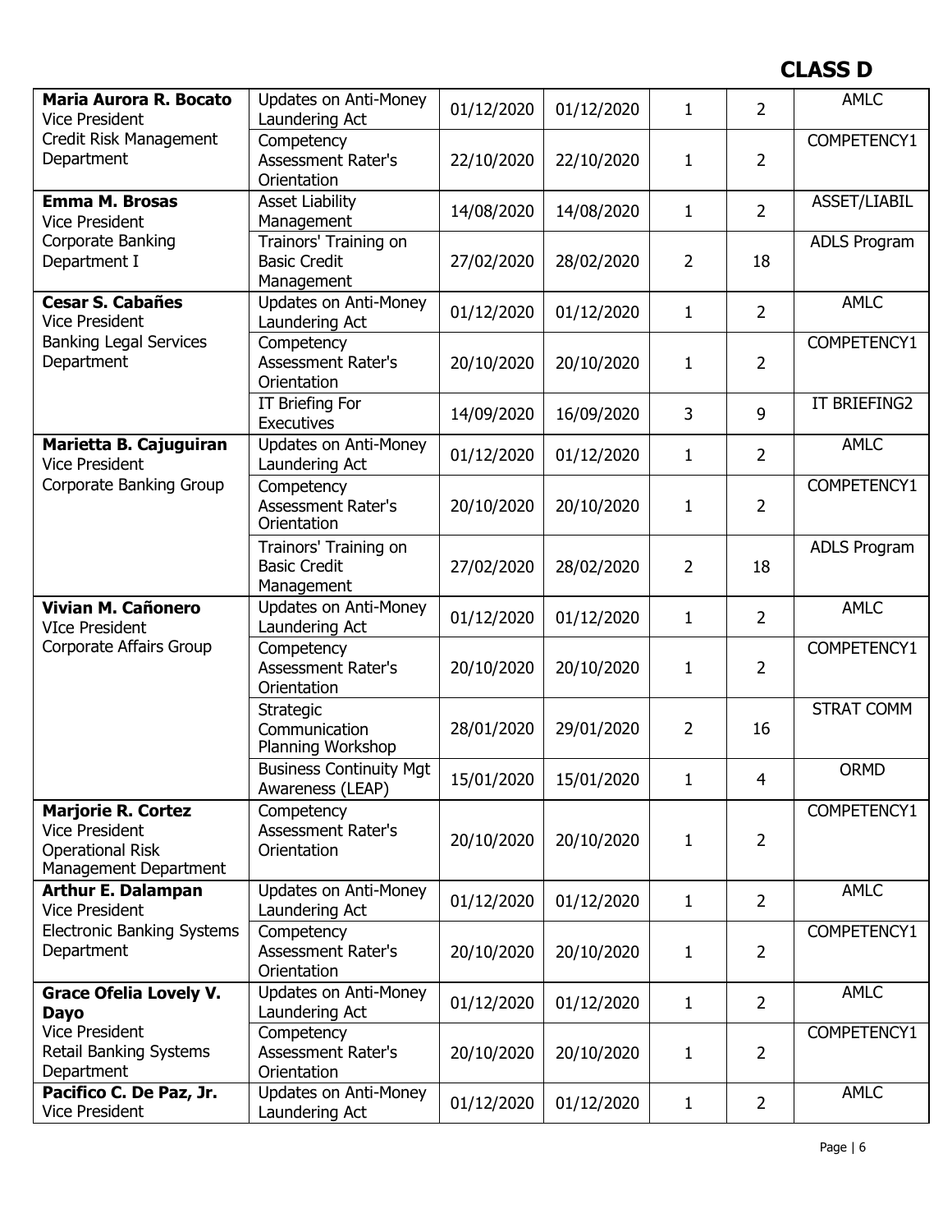# CLASS D

| | | | | | | |
|---|---|---|---|---|---|---|
| **Maria Aurora R. Bocato**<br>Vice President<br>Credit Risk Management Department | Updates on Anti-Money Laundering Act | 01/12/2020 | 01/12/2020 | 1 | 2 | AMLC |
| | Competency Assessment Rater's Orientation | 22/10/2020 | 22/10/2020 | 1 | 2 | COMPETENCY1 |
| **Emma M. Brosas**<br>Vice President<br>Corporate Banking Department I | Asset Liability Management | 14/08/2020 | 14/08/2020 | 1 | 2 | ASSET/LIABIL |
| | Trainors' Training on Basic Credit Management | 27/02/2020 | 28/02/2020 | 2 | 18 | ADLS Program |
| **Cesar S. Cabañes**<br>Vice President<br>Banking Legal Services Department | Updates on Anti-Money Laundering Act | 01/12/2020 | 01/12/2020 | 1 | 2 | AMLC |
| | Competency Assessment Rater's Orientation | 20/10/2020 | 20/10/2020 | 1 | 2 | COMPETENCY1 |
| | IT Briefing For Executives | 14/09/2020 | 16/09/2020 | 3 | 9 | IT BRIEFING2 |
| **Marietta B. Cajuguiran**<br>Vice President<br>Corporate Banking Group | Updates on Anti-Money Laundering Act | 01/12/2020 | 01/12/2020 | 1 | 2 | AMLC |
| | Competency Assessment Rater's Orientation | 20/10/2020 | 20/10/2020 | 1 | 2 | COMPETENCY1 |
| | Trainors' Training on Basic Credit Management | 27/02/2020 | 28/02/2020 | 2 | 18 | ADLS Program |
| **Vivian M. Cañonero**<br>VIce President<br>Corporate Affairs Group | Updates on Anti-Money Laundering Act | 01/12/2020 | 01/12/2020 | 1 | 2 | AMLC |
| | Competency Assessment Rater's Orientation | 20/10/2020 | 20/10/2020 | 1 | 2 | COMPETENCY1 |
| | Strategic Communication Planning Workshop | 28/01/2020 | 29/01/2020 | 2 | 16 | STRAT COMM |
| | Business Continuity Mgt Awareness (LEAP) | 15/01/2020 | 15/01/2020 | 1 | 4 | ORMD |
| **Marjorie R. Cortez**<br>Vice President<br>Operational Risk Management Department | Competency Assessment Rater's Orientation | 20/10/2020 | 20/10/2020 | 1 | 2 | COMPETENCY1 |
| **Arthur E. Dalampan**<br>Vice President<br>Electronic Banking Systems Department | Updates on Anti-Money Laundering Act | 01/12/2020 | 01/12/2020 | 1 | 2 | AMLC |
| | Competency Assessment Rater's Orientation | 20/10/2020 | 20/10/2020 | 1 | 2 | COMPETENCY1 |
| **Grace Ofelia Lovely V. Dayo**<br>Vice President<br>Retail Banking Systems Department | Updates on Anti-Money Laundering Act | 01/12/2020 | 01/12/2020 | 1 | 2 | AMLC |
| | Competency Assessment Rater's Orientation | 20/10/2020 | 20/10/2020 | 1 | 2 | COMPETENCY1 |
| **Pacifico C. De Paz, Jr.**<br>Vice President | Updates on Anti-Money Laundering Act | 01/12/2020 | 01/12/2020 | 1 | 2 | AMLC |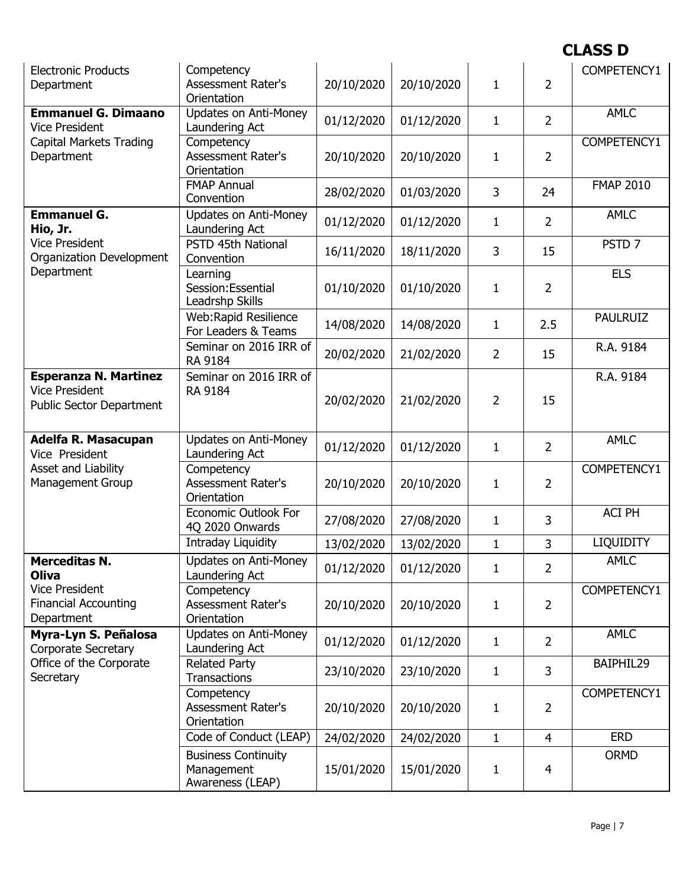# CLASS D

| | | | | | | |
|---|---|---|---|---|---|---|
| Electronic Products Department | Competency Assessment Rater's Orientation | 20/10/2020 | 20/10/2020 | 1 | 2 | COMPETENCY1 |
| **Emmanuel G. Dimaano** Vice President Capital Markets Trading Department | Updates on Anti-Money Laundering Act | 01/12/2020 | 01/12/2020 | 1 | 2 | AMLC |
| | Competency Assessment Rater's Orientation | 20/10/2020 | 20/10/2020 | 1 | 2 | COMPETENCY1 |
| | FMAP Annual Convention | 28/02/2020 | 01/03/2020 | 3 | 24 | FMAP 2010 |
| **Emmanuel G. Hio, Jr.** Vice President Organization Development Department | Updates on Anti-Money Laundering Act | 01/12/2020 | 01/12/2020 | 1 | 2 | AMLC |
| | PSTD 45th National Convention | 16/11/2020 | 18/11/2020 | 3 | 15 | PSTD 7 |
| | Learning Session:Essential Leadrshp Skills | 01/10/2020 | 01/10/2020 | 1 | 2 | ELS |
| | Web:Rapid Resilience For Leaders & Teams | 14/08/2020 | 14/08/2020 | 1 | 2.5 | PAULRUIZ |
| | Seminar on 2016 IRR of RA 9184 | 20/02/2020 | 21/02/2020 | 2 | 15 | R.A. 9184 |
| **Esperanza N. Martinez** Vice President Public Sector Department | Seminar on 2016 IRR of RA 9184 | 20/02/2020 | 21/02/2020 | 2 | 15 | R.A. 9184 |
| **Adelfa R. Masacupan** Vice President Asset and Liability Management Group | Updates on Anti-Money Laundering Act | 01/12/2020 | 01/12/2020 | 1 | 2 | AMLC |
| | Competency Assessment Rater's Orientation | 20/10/2020 | 20/10/2020 | 1 | 2 | COMPETENCY1 |
| | Economic Outlook For 4Q 2020 Onwards | 27/08/2020 | 27/08/2020 | 1 | 3 | ACI PH |
| | Intraday Liquidity | 13/02/2020 | 13/02/2020 | 1 | 3 | LIQUIDITY |
| **Merceditas N. Oliva** Vice President Financial Accounting Department | Updates on Anti-Money Laundering Act | 01/12/2020 | 01/12/2020 | 1 | 2 | AMLC |
| | Competency Assessment Rater's Orientation | 20/10/2020 | 20/10/2020 | 1 | 2 | COMPETENCY1 |
| **Myra-Lyn S. Peñalosa** Corporate Secretary Office of the Corporate Secretary | Updates on Anti-Money Laundering Act | 01/12/2020 | 01/12/2020 | 1 | 2 | AMLC |
| | Related Party Transactions | 23/10/2020 | 23/10/2020 | 1 | 3 | BAIPHIL29 |
| | Competency Assessment Rater's Orientation | 20/10/2020 | 20/10/2020 | 1 | 2 | COMPETENCY1 |
| | Code of Conduct (LEAP) | 24/02/2020 | 24/02/2020 | 1 | 4 | ERD |
| | Business Continuity Management Awareness (LEAP) | 15/01/2020 | 15/01/2020 | 1 | 4 | ORMD |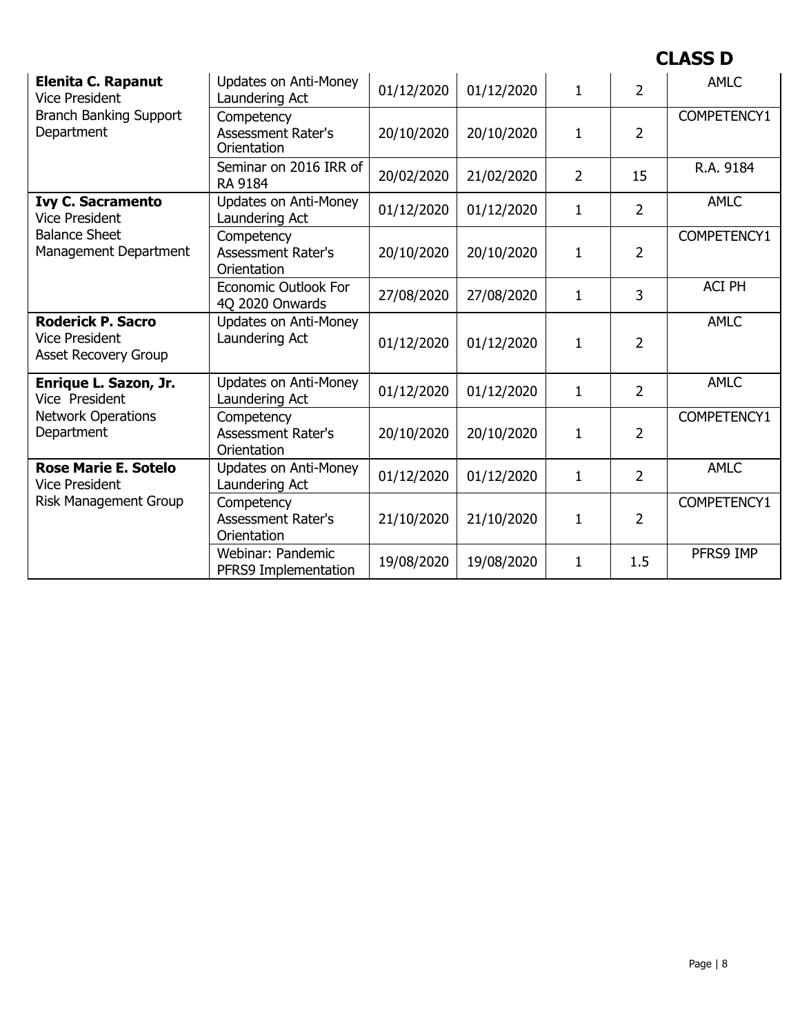# CLASS D

| | | | | | | |
|---|---|---|---|---|---|---|
| **Elenita C. Rapanut**<br>Vice President<br>Branch Banking Support Department | Updates on Anti-Money Laundering Act | 01/12/2020 | 01/12/2020 | 1 | 2 | AMLC |
| | Competency Assessment Rater's Orientation | 20/10/2020 | 20/10/2020 | 1 | 2 | COMPETENCY1 |
| | Seminar on 2016 IRR of RA 9184 | 20/02/2020 | 21/02/2020 | 2 | 15 | R.A. 9184 |
| **Ivy C. Sacramento**<br>Vice President<br>Balance Sheet Management Department | Updates on Anti-Money Laundering Act | 01/12/2020 | 01/12/2020 | 1 | 2 | AMLC |
| | Competency Assessment Rater's Orientation | 20/10/2020 | 20/10/2020 | 1 | 2 | COMPETENCY1 |
| | Economic Outlook For 4Q 2020 Onwards | 27/08/2020 | 27/08/2020 | 1 | 3 | ACI PH |
| **Roderick P. Sacro**<br>Vice President<br>Asset Recovery Group | Updates on Anti-Money Laundering Act | 01/12/2020 | 01/12/2020 | 1 | 2 | AMLC |
| **Enrique L. Sazon, Jr.**<br>Vice President<br>Network Operations Department | Updates on Anti-Money Laundering Act | 01/12/2020 | 01/12/2020 | 1 | 2 | AMLC |
| | Competency Assessment Rater's Orientation | 20/10/2020 | 20/10/2020 | 1 | 2 | COMPETENCY1 |
| **Rose Marie E. Sotelo**<br>Vice President<br>Risk Management Group | Updates on Anti-Money Laundering Act | 01/12/2020 | 01/12/2020 | 1 | 2 | AMLC |
| | Competency Assessment Rater's Orientation | 21/10/2020 | 21/10/2020 | 1 | 2 | COMPETENCY1 |
| | Webinar: Pandemic PFRS9 Implementation | 19/08/2020 | 19/08/2020 | 1 | 1.5 | PFRS9 IMP |